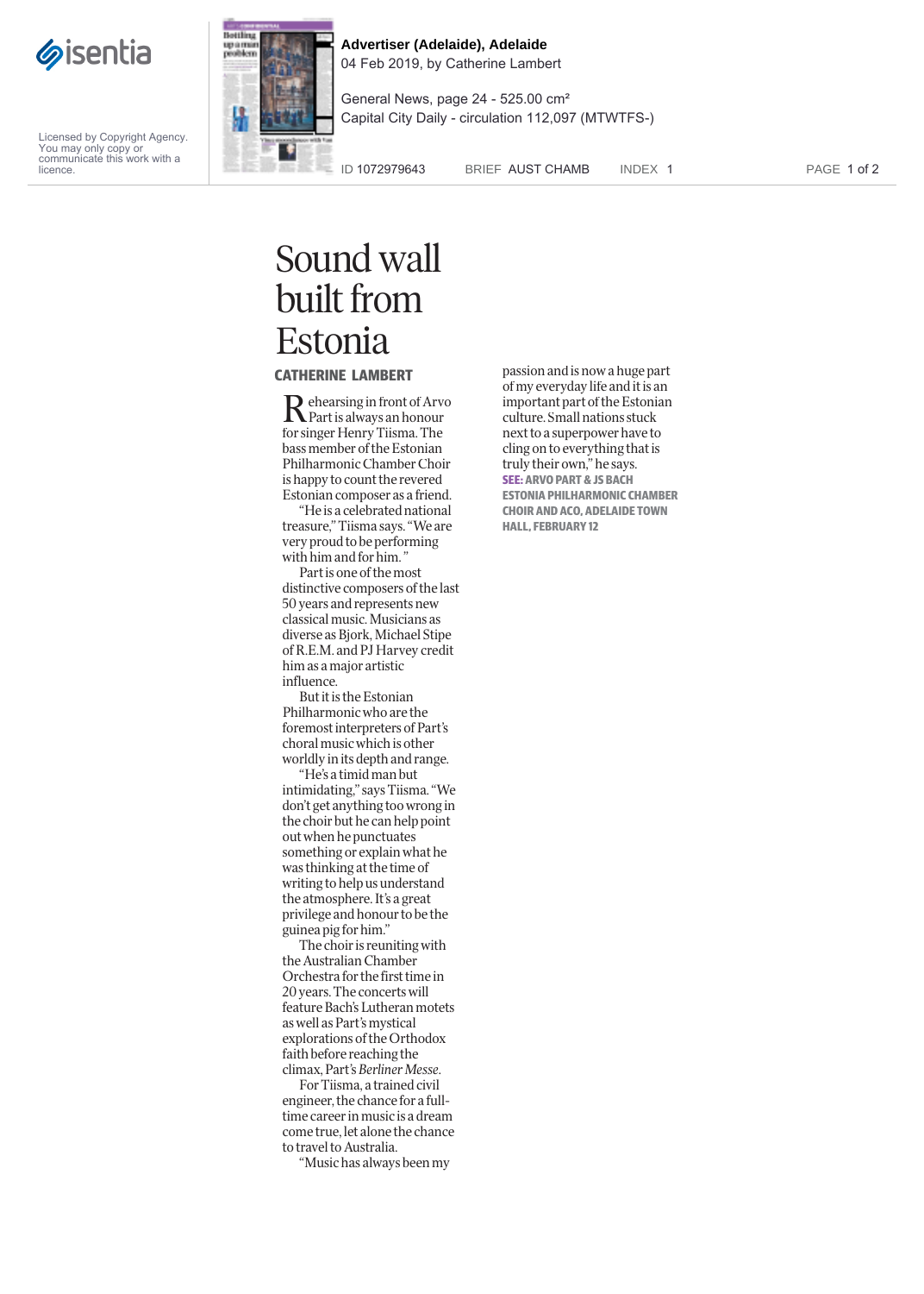# Sound wall built from Estonia

**CATHERINE LAMBERT**

Rehearsing in front of Arvo Part is always an honour for singer Henry Tiisma. The bass member of the Estonian Philharmonic Chamber Choir is happy to count the revered Estonian composer as a friend.

"He is a celebrated national treasure," Tiisma says. "We are very proud to be performing with him and for him."

Part is one of the most distinctive composers of the last 50 years and represents new classical music. Musicians as diverse as Bjork, Michael Stipe of R.E.M. and PJ Harvey credit him as a major artistic influence.

But it is the Estonian Philharmonic who are the foremost interpreters of Part's choral music which is other worldly in its depth and range.

"He's a timid man but intimidating," says Tiisma. "We don't get anything too wrong in the choir but he can help point out when he punctuates something or explain what he was thinking at the time of writing to help us understand the atmosphere. It's a great privilege and honour to be the guinea pig for him."

The choir is reuniting with the Australian Chamber Orchestra for the first time in 20 years. The concerts will feature Bach's Lutheran motets as well as Part's mystical explorations of the Orthodox faith before reaching the climax, Part's *Berliner Messe*.

For Tiisma, a trained civil engineer, the chance for a full-time career in music is a dream come true, let alone the chance to travel to Australia.

"Music has always been my passion and is now a huge part of my everyday life and it is an important part of the Estonian culture. Small nations stuck next to a superpower have to cling on to everything that is truly their own," he says.

**SEE: ARVO PART & JS BACH ESTONIA PHILHARMONIC CHAMBER CHOIR AND ACO, ADELAIDE TOWN HALL, FEBRUARY 12**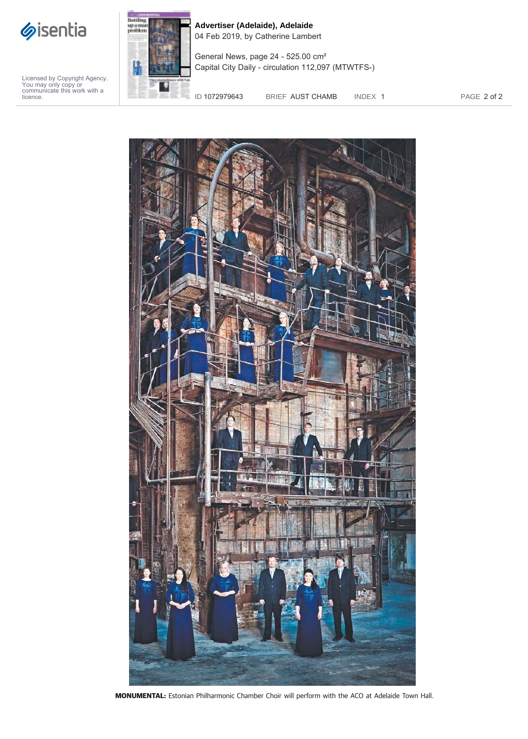**MONUMENTAL:** Estonian Philharmonic Chamber Choir will perform with the ACO at Adelaide Town Hall.